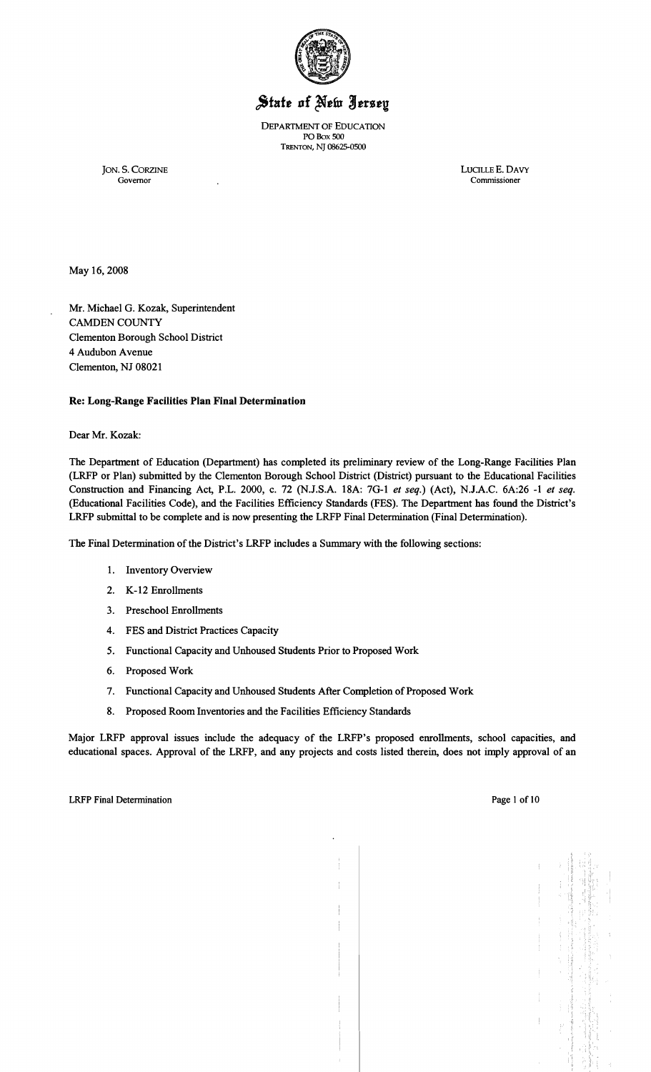# State of New Jersey

DEPARTMENT OF EDUCATION
PO Box 500
TRENTON, NJ 08625-0500

JON. S. CORZINE
Governor

LUCILLE E. DAVY
Commissioner

May 16, 2008

Mr. Michael G. Kozak, Superintendent
CAMDEN COUNTY
Clementon Borough School District
4 Audubon Avenue
Clementon, NJ 08021

**Re: Long-Range Facilities Plan Final Determination**

Dear Mr. Kozak:

The Department of Education (Department) has completed its preliminary review of the Long-Range Facilities Plan (LRFP or Plan) submitted by the Clementon Borough School District (District) pursuant to the Educational Facilities Construction and Financing Act, P.L. 2000, c. 72 (N.J.S.A. 18A: 7G-1 *et seq.*) (Act), N.J.A.C. 6A:26 -1 *et seq.* (Educational Facilities Code), and the Facilities Efficiency Standards (FES). The Department has found the District's LRFP submittal to be complete and is now presenting the LRFP Final Determination (Final Determination).

The Final Determination of the District's LRFP includes a Summary with the following sections:

1. Inventory Overview
2. K-12 Enrollments
3. Preschool Enrollments
4. FES and District Practices Capacity
5. Functional Capacity and Unhoused Students Prior to Proposed Work
6. Proposed Work
7. Functional Capacity and Unhoused Students After Completion of Proposed Work
8. Proposed Room Inventories and the Facilities Efficiency Standards

Major LRFP approval issues include the adequacy of the LRFP's proposed enrollments, school capacities, and educational spaces. Approval of the LRFP, and any projects and costs listed therein, does not imply approval of an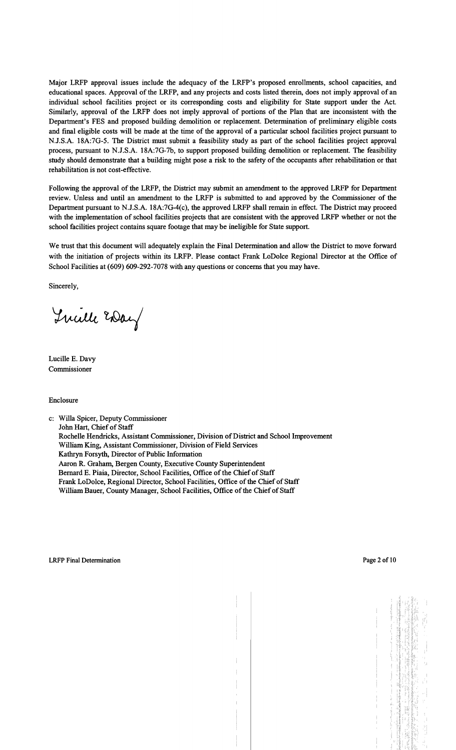Major LRFP approval issues include the adequacy of the LRFP's proposed enrollments, school capacities, and educational spaces. Approval of the LRFP, and any projects and costs listed therein, does not imply approval of an individual school facilities project or its corresponding costs and eligibility for State support under the Act. Similarly, approval of the LRFP does not imply approval of portions of the Plan that are inconsistent with the Department's FES and proposed building demolition or replacement. Determination of preliminary eligible costs and final eligible costs will be made at the time of the approval of a particular school facilities project pursuant to N.J.S.A. 18A:7G-5. The District must submit a feasibility study as part of the school facilities project approval process, pursuant to N.J.S.A. 18A:7G-7b, to support proposed building demolition or replacement. The feasibility study should demonstrate that a building might pose a risk to the safety of the occupants after rehabilitation or that rehabilitation is not cost-effective.

Following the approval of the LRFP, the District may submit an amendment to the approved LRFP for Department review. Unless and until an amendment to the LRFP is submitted to and approved by the Commissioner of the Department pursuant to N.J.S.A. 18A:7G-4(c), the approved LRFP shall remain in effect. The District may proceed with the implementation of school facilities projects that are consistent with the approved LRFP whether or not the school facilities project contains square footage that may be ineligible for State support.

We trust that this document will adequately explain the Final Determination and allow the District to move forward with the initiation of projects within its LRFP. Please contact Frank LoDolce Regional Director at the Office of School Facilities at (609) 609-292-7078 with any questions or concerns that you may have.

Sincerely,

Lucille E. Davy
Commissioner

Enclosure

c: Willa Spicer, Deputy Commissioner
John Hart, Chief of Staff
Rochelle Hendricks, Assistant Commissioner, Division of District and School Improvement
William King, Assistant Commissioner, Division of Field Services
Kathryn Forsyth, Director of Public Information
Aaron R. Graham, Bergen County, Executive County Superintendent
Bernard E. Piaia, Director, School Facilities, Office of the Chief of Staff
Frank LoDolce, Regional Director, School Facilities, Office of the Chief of Staff
William Bauer, County Manager, School Facilities, Office of the Chief of Staff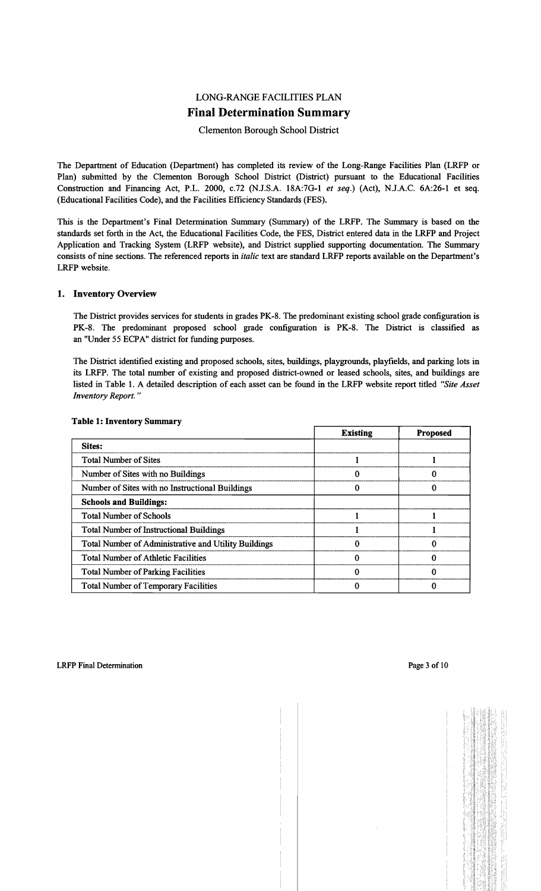# LONG-RANGE FACILITIES PLAN

## Final Determination Summary

Clementon Borough School District

The Department of Education (Department) has completed its review of the Long-Range Facilities Plan (LRFP or Plan) submitted by the Clementon Borough School District (District) pursuant to the Educational Facilities Construction and Financing Act, P.L. 2000, c.72 (N.J.S.A. 18A:7G-1 *et seq.*) (Act), N.J.A.C. 6A:26-1 et seq. (Educational Facilities Code), and the Facilities Efficiency Standards (FES).

This is the Department's Final Determination Summary (Summary) of the LRFP. The Summary is based on the standards set forth in the Act, the Educational Facilities Code, the FES, District entered data in the LRFP and Project Application and Tracking System (LRFP website), and District supplied supporting documentation. The Summary consists of nine sections. The referenced reports in *italic* text are standard LRFP reports available on the Department's LRFP website.

### 1. Inventory Overview

The District provides services for students in grades PK-8. The predominant existing school grade configuration is PK-8. The predominant proposed school grade configuration is PK-8. The District is classified as an "Under 55 ECPA" district for funding purposes.

The District identified existing and proposed schools, sites, buildings, playgrounds, playfields, and parking lots in its LRFP. The total number of existing and proposed district-owned or leased schools, sites, and buildings are listed in Table 1. A detailed description of each asset can be found in the LRFP website report titled *"Site Asset Inventory Report."*

**Table 1: Inventory Summary**

| | Existing | Proposed |
|---|---|---|
| **Sites:** | | |
| Total Number of Sites | 1 | 1 |
| Number of Sites with no Buildings | 0 | 0 |
| Number of Sites with no Instructional Buildings | 0 | 0 |
| **Schools and Buildings:** | | |
| Total Number of Schools | 1 | 1 |
| Total Number of Instructional Buildings | 1 | 1 |
| Total Number of Administrative and Utility Buildings | 0 | 0 |
| Total Number of Athletic Facilities | 0 | 0 |
| Total Number of Parking Facilities | 0 | 0 |
| Total Number of Temporary Facilities | 0 | 0 |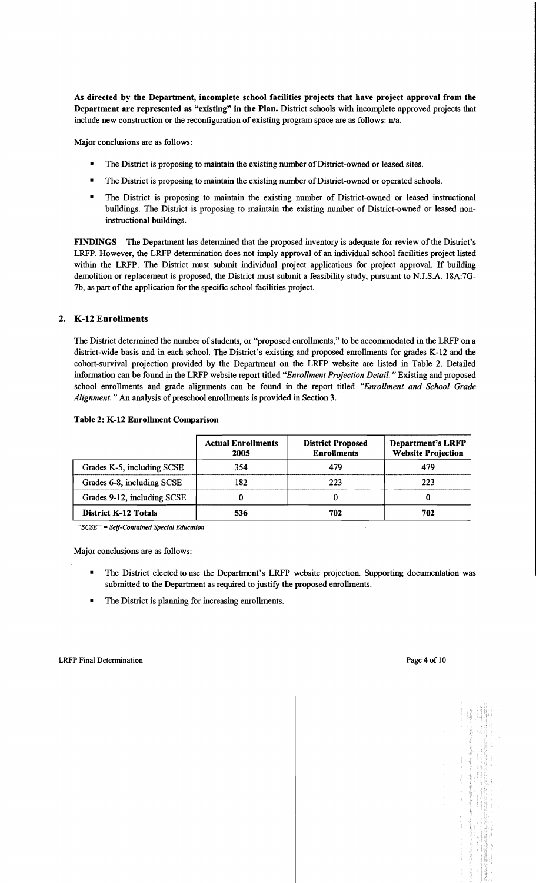**As directed by the Department, incomplete school facilities projects that have project approval from the Department are represented as "existing" in the Plan.** District schools with incomplete approved projects that include new construction or the reconfiguration of existing program space are as follows: n/a.

Major conclusions are as follows:

- The District is proposing to maintain the existing number of District-owned or leased sites.
- The District is proposing to maintain the existing number of District-owned or operated schools.
- The District is proposing to maintain the existing number of District-owned or leased instructional buildings. The District is proposing to maintain the existing number of District-owned or leased non-instructional buildings.

**FINDINGS** The Department has determined that the proposed inventory is adequate for review of the District's LRFP. However, the LRFP determination does not imply approval of an individual school facilities project listed within the LRFP. The District must submit individual project applications for project approval. If building demolition or replacement is proposed, the District must submit a feasibility study, pursuant to N.J.S.A. 18A:7G-7b, as part of the application for the specific school facilities project.

## 2. K-12 Enrollments

The District determined the number of students, or "proposed enrollments," to be accommodated in the LRFP on a district-wide basis and in each school. The District's existing and proposed enrollments for grades K-12 and the cohort-survival projection provided by the Department on the LRFP website are listed in Table 2. Detailed information can be found in the LRFP website report titled *"Enrollment Projection Detail."* Existing and proposed school enrollments and grade alignments can be found in the report titled *"Enrollment and School Grade Alignment."* An analysis of preschool enrollments is provided in Section 3.

**Table 2: K-12 Enrollment Comparison**

| | Actual Enrollments 2005 | District Proposed Enrollments | Department's LRFP Website Projection |
|---|---|---|---|
| Grades K-5, including SCSE | 354 | 479 | 479 |
| Grades 6-8, including SCSE | 182 | 223 | 223 |
| Grades 9-12, including SCSE | 0 | 0 | 0 |
| **District K-12 Totals** | **536** | **702** | **702** |

*"SCSE" = Self-Contained Special Education*

Major conclusions are as follows:

- The District elected to use the Department's LRFP website projection. Supporting documentation was submitted to the Department as required to justify the proposed enrollments.
- The District is planning for increasing enrollments.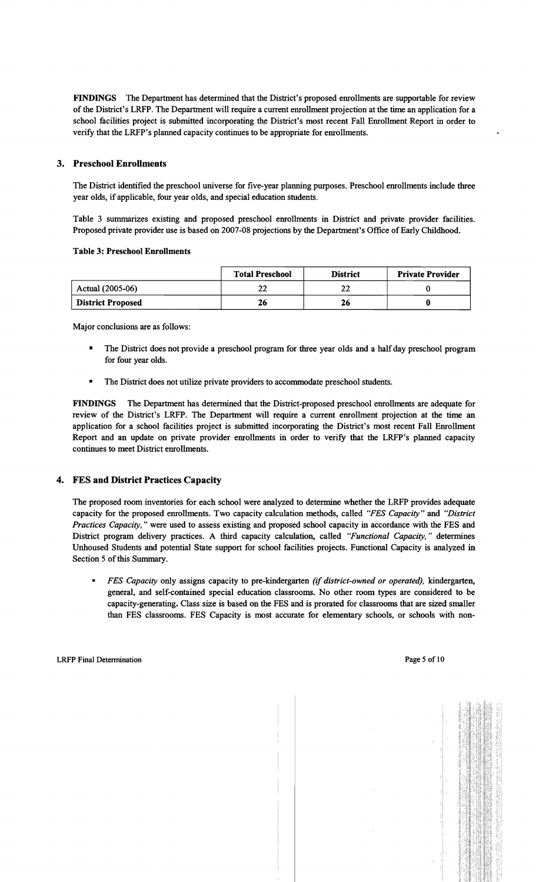**FINDINGS** The Department has determined that the District's proposed enrollments are supportable for review of the District's LRFP. The Department will require a current enrollment projection at the time an application for a school facilities project is submitted incorporating the District's most recent Fall Enrollment Report in order to verify that the LRFP's planned capacity continues to be appropriate for enrollments.

### 3. Preschool Enrollments

The District identified the preschool universe for five-year planning purposes. Preschool enrollments include three year olds, if applicable, four year olds, and special education students.

Table 3 summarizes existing and proposed preschool enrollments in District and private provider facilities. Proposed private provider use is based on 2007-08 projections by the Department's Office of Early Childhood.

**Table 3: Preschool Enrollments**

| | Total Preschool | District | Private Provider |
|---|---|---|---|
| Actual (2005-06) | 22 | 22 | 0 |
| **District Proposed** | **26** | **26** | **0** |

Major conclusions are as follows:

- The District does not provide a preschool program for three year olds and a half day preschool program for four year olds.
- The District does not utilize private providers to accommodate preschool students.

**FINDINGS** The Department has determined that the District-proposed preschool enrollments are adequate for review of the District's LRFP. The Department will require a current enrollment projection at the time an application for a school facilities project is submitted incorporating the District's most recent Fall Enrollment Report and an update on private provider enrollments in order to verify that the LRFP's planned capacity continues to meet District enrollments.

### 4. FES and District Practices Capacity

The proposed room inventories for each school were analyzed to determine whether the LRFP provides adequate capacity for the proposed enrollments. Two capacity calculation methods, called *"FES Capacity"* and *"District Practices Capacity,"* were used to assess existing and proposed school capacity in accordance with the FES and District program delivery practices. A third capacity calculation, called *"Functional Capacity,"* determines Unhoused Students and potential State support for school facilities projects. Functional Capacity is analyzed in Section 5 of this Summary.

- *FES Capacity* only assigns capacity to pre-kindergarten *(if district-owned or operated),* kindergarten, general, and self-contained special education classrooms. No other room types are considered to be capacity-generating. Class size is based on the FES and is prorated for classrooms that are sized smaller than FES classrooms. FES Capacity is most accurate for elementary schools, or schools with non-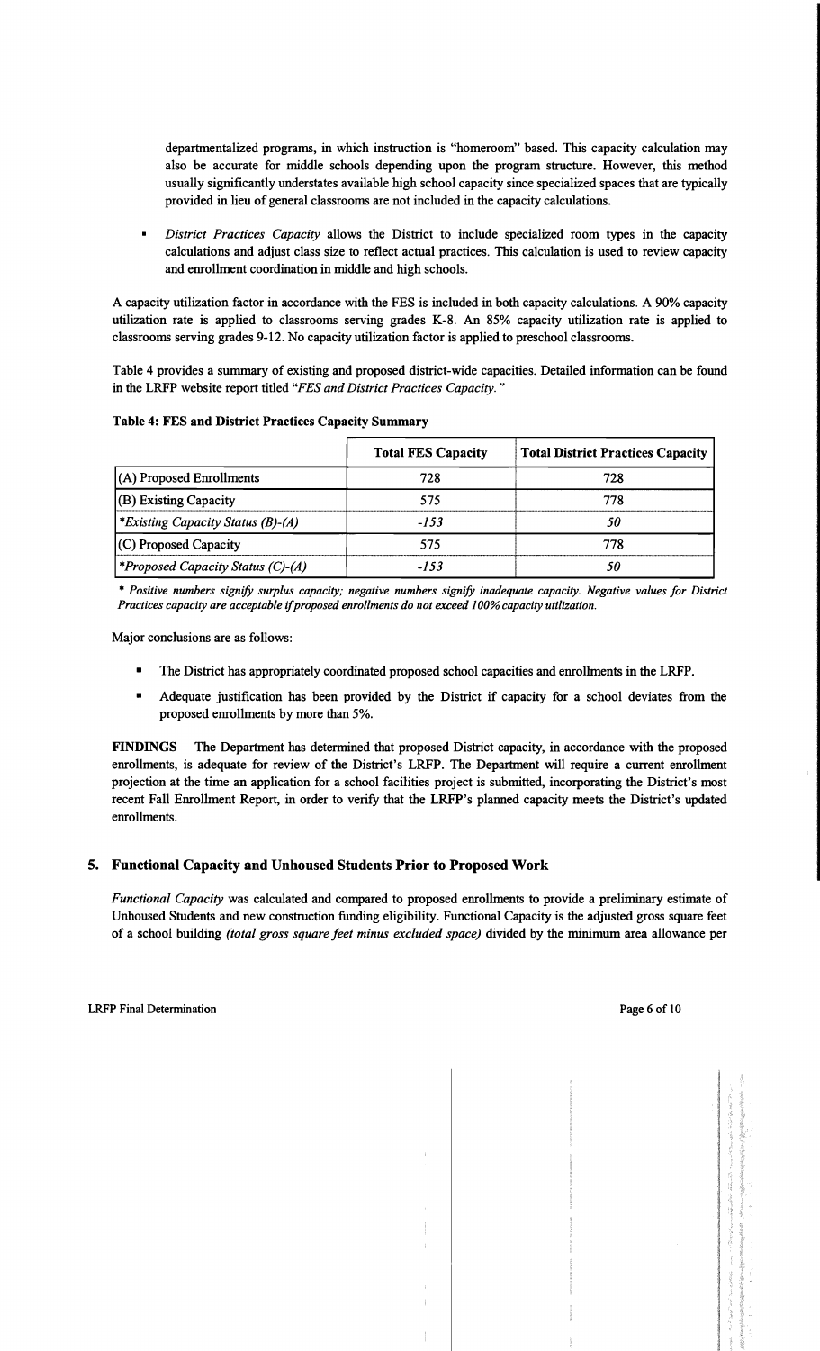departmentalized programs, in which instruction is "homeroom" based. This capacity calculation may also be accurate for middle schools depending upon the program structure. However, this method usually significantly understates available high school capacity since specialized spaces that are typically provided in lieu of general classrooms are not included in the capacity calculations.

- *District Practices Capacity* allows the District to include specialized room types in the capacity calculations and adjust class size to reflect actual practices. This calculation is used to review capacity and enrollment coordination in middle and high schools.

A capacity utilization factor in accordance with the FES is included in both capacity calculations. A 90% capacity utilization rate is applied to classrooms serving grades K-8. An 85% capacity utilization rate is applied to classrooms serving grades 9-12. No capacity utilization factor is applied to preschool classrooms.

Table 4 provides a summary of existing and proposed district-wide capacities. Detailed information can be found in the LRFP website report titled *"FES and District Practices Capacity."*

**Table 4: FES and District Practices Capacity Summary**

| | Total FES Capacity | Total District Practices Capacity |
|---|---|---|
| (A) Proposed Enrollments | 728 | 728 |
| (B) Existing Capacity | 575 | 778 |
| **Existing Capacity Status (B)-(A)* | *-153* | *50* |
| (C) Proposed Capacity | 575 | 778 |
| **Proposed Capacity Status (C)-(A)* | *-153* | *50* |

* *Positive numbers signify surplus capacity; negative numbers signify inadequate capacity. Negative values for District Practices capacity are acceptable if proposed enrollments do not exceed 100% capacity utilization.*

Major conclusions are as follows:

- The District has appropriately coordinated proposed school capacities and enrollments in the LRFP.
- Adequate justification has been provided by the District if capacity for a school deviates from the proposed enrollments by more than 5%.

**FINDINGS** The Department has determined that proposed District capacity, in accordance with the proposed enrollments, is adequate for review of the District's LRFP. The Department will require a current enrollment projection at the time an application for a school facilities project is submitted, incorporating the District's most recent Fall Enrollment Report, in order to verify that the LRFP's planned capacity meets the District's updated enrollments.

## 5. Functional Capacity and Unhoused Students Prior to Proposed Work

*Functional Capacity* was calculated and compared to proposed enrollments to provide a preliminary estimate of Unhoused Students and new construction funding eligibility. Functional Capacity is the adjusted gross square feet of a school building *(total gross square feet minus excluded space)* divided by the minimum area allowance per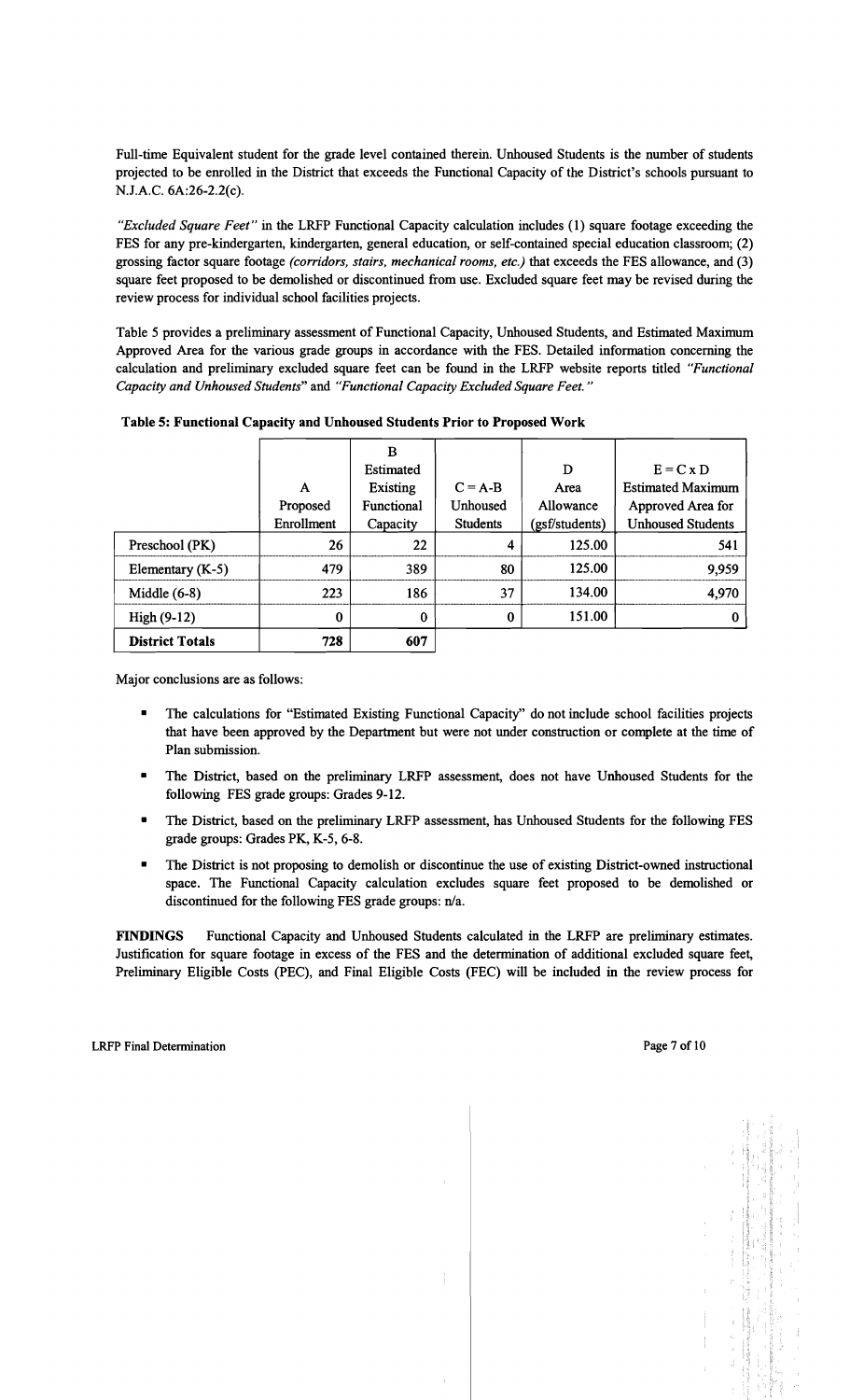Full-time Equivalent student for the grade level contained therein. Unhoused Students is the number of students projected to be enrolled in the District that exceeds the Functional Capacity of the District's schools pursuant to N.J.A.C. 6A:26-2.2(c).

*"Excluded Square Feet"* in the LRFP Functional Capacity calculation includes (1) square footage exceeding the FES for any pre-kindergarten, kindergarten, general education, or self-contained special education classroom; (2) grossing factor square footage *(corridors, stairs, mechanical rooms, etc.)* that exceeds the FES allowance, and (3) square feet proposed to be demolished or discontinued from use. Excluded square feet may be revised during the review process for individual school facilities projects.

Table 5 provides a preliminary assessment of Functional Capacity, Unhoused Students, and Estimated Maximum Approved Area for the various grade groups in accordance with the FES. Detailed information concerning the calculation and preliminary excluded square feet can be found in the LRFP website reports titled *"Functional Capacity and Unhoused Students"* and *"Functional Capacity Excluded Square Feet."*

**Table 5: Functional Capacity and Unhoused Students Prior to Proposed Work**

| | A Proposed Enrollment | B Estimated Existing Functional Capacity | C = A-B Unhoused Students | D Area Allowance (gsf/students) | E = C x D Estimated Maximum Approved Area for Unhoused Students |
|---|---|---|---|---|---|
| Preschool (PK) | 26 | 22 | 4 | 125.00 | 541 |
| Elementary (K-5) | 479 | 389 | 80 | 125.00 | 9,959 |
| Middle (6-8) | 223 | 186 | 37 | 134.00 | 4,970 |
| High (9-12) | 0 | 0 | 0 | 151.00 | 0 |
| **District Totals** | 728 | 607 | | | |

Major conclusions are as follows:

- The calculations for "Estimated Existing Functional Capacity" do not include school facilities projects that have been approved by the Department but were not under construction or complete at the time of Plan submission.
- The District, based on the preliminary LRFP assessment, does not have Unhoused Students for the following FES grade groups: Grades 9-12.
- The District, based on the preliminary LRFP assessment, has Unhoused Students for the following FES grade groups: Grades PK, K-5, 6-8.
- The District is not proposing to demolish or discontinue the use of existing District-owned instructional space. The Functional Capacity calculation excludes square feet proposed to be demolished or discontinued for the following FES grade groups: n/a.

**FINDINGS** Functional Capacity and Unhoused Students calculated in the LRFP are preliminary estimates. Justification for square footage in excess of the FES and the determination of additional excluded square feet, Preliminary Eligible Costs (PEC), and Final Eligible Costs (FEC) will be included in the review process for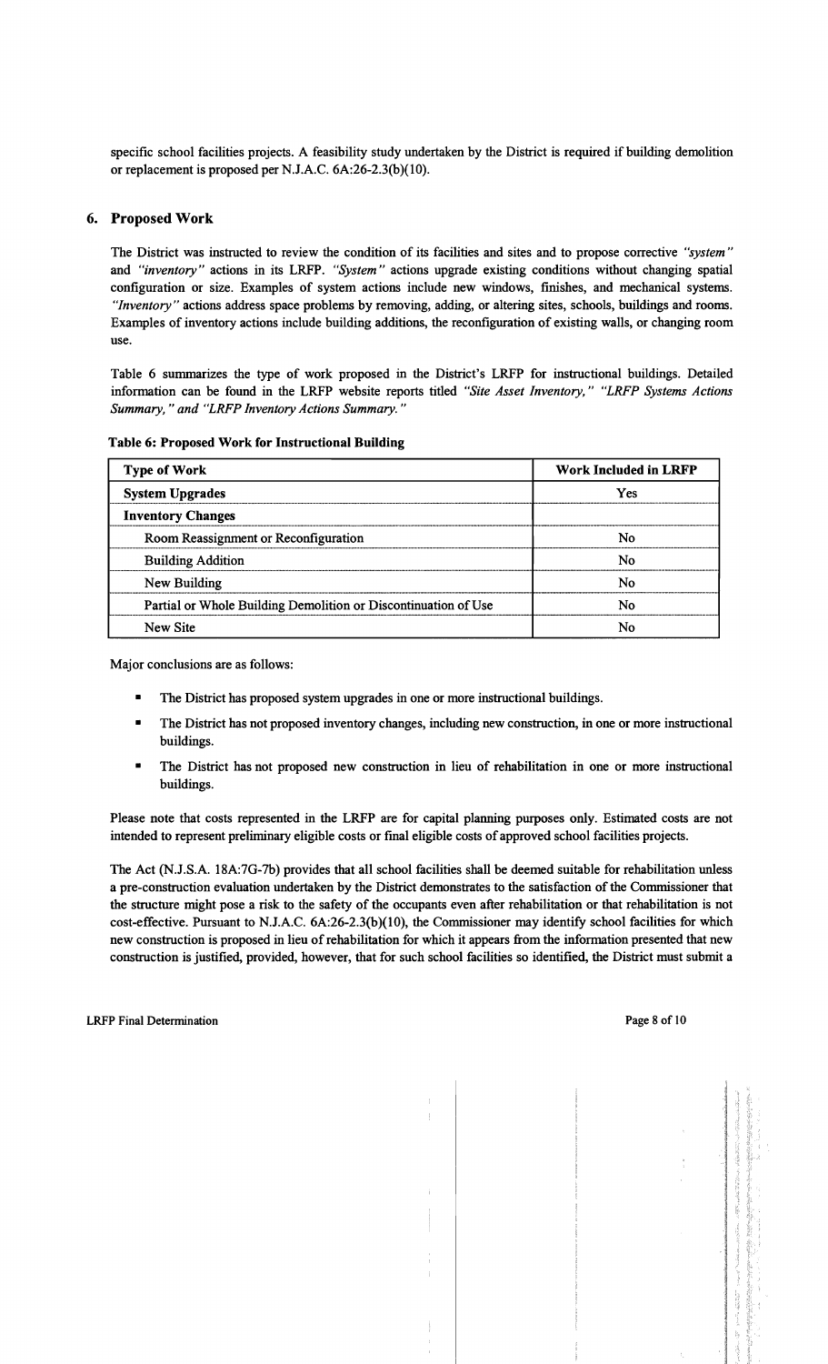specific school facilities projects. A feasibility study undertaken by the District is required if building demolition or replacement is proposed per N.J.A.C. 6A:26-2.3(b)(10).

## 6. Proposed Work

The District was instructed to review the condition of its facilities and sites and to propose corrective *"system"* and *"inventory"* actions in its LRFP. *"System"* actions upgrade existing conditions without changing spatial configuration or size. Examples of system actions include new windows, finishes, and mechanical systems. *"Inventory"* actions address space problems by removing, adding, or altering sites, schools, buildings and rooms. Examples of inventory actions include building additions, the reconfiguration of existing walls, or changing room use.

Table 6 summarizes the type of work proposed in the District's LRFP for instructional buildings. Detailed information can be found in the LRFP website reports titled *"Site Asset Inventory," "LRFP Systems Actions Summary," and "LRFP Inventory Actions Summary."*

**Table 6: Proposed Work for Instructional Building**

| Type of Work | Work Included in LRFP |
|---|---|
| **System Upgrades** | Yes |
| **Inventory Changes** | |
| Room Reassignment or Reconfiguration | No |
| Building Addition | No |
| New Building | No |
| Partial or Whole Building Demolition or Discontinuation of Use | No |
| New Site | No |

Major conclusions are as follows:

- The District has proposed system upgrades in one or more instructional buildings.
- The District has not proposed inventory changes, including new construction, in one or more instructional buildings.
- The District has not proposed new construction in lieu of rehabilitation in one or more instructional buildings.

Please note that costs represented in the LRFP are for capital planning purposes only. Estimated costs are not intended to represent preliminary eligible costs or final eligible costs of approved school facilities projects.

The Act (N.J.S.A. 18A:7G-7b) provides that all school facilities shall be deemed suitable for rehabilitation unless a pre-construction evaluation undertaken by the District demonstrates to the satisfaction of the Commissioner that the structure might pose a risk to the safety of the occupants even after rehabilitation or that rehabilitation is not cost-effective. Pursuant to N.J.A.C. 6A:26-2.3(b)(10), the Commissioner may identify school facilities for which new construction is proposed in lieu of rehabilitation for which it appears from the information presented that new construction is justified, provided, however, that for such school facilities so identified, the District must submit a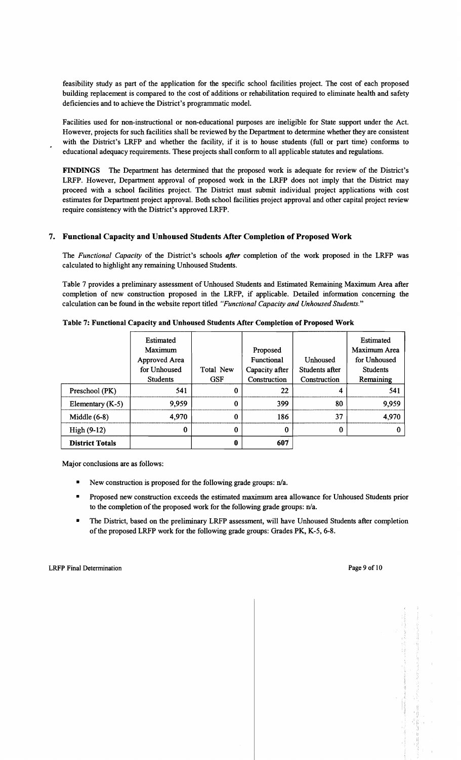feasibility study as part of the application for the specific school facilities project. The cost of each proposed building replacement is compared to the cost of additions or rehabilitation required to eliminate health and safety deficiencies and to achieve the District's programmatic model.

Facilities used for non-instructional or non-educational purposes are ineligible for State support under the Act. However, projects for such facilities shall be reviewed by the Department to determine whether they are consistent with the District's LRFP and whether the facility, if it is to house students (full or part time) conforms to educational adequacy requirements. These projects shall conform to all applicable statutes and regulations.

**FINDINGS** The Department has determined that the proposed work is adequate for review of the District's LRFP. However, Department approval of proposed work in the LRFP does not imply that the District may proceed with a school facilities project. The District must submit individual project applications with cost estimates for Department project approval. Both school facilities project approval and other capital project review require consistency with the District's approved LRFP.

## 7. Functional Capacity and Unhoused Students After Completion of Proposed Work

The *Functional Capacity* of the District's schools ***after*** completion of the work proposed in the LRFP was calculated to highlight any remaining Unhoused Students.

Table 7 provides a preliminary assessment of Unhoused Students and Estimated Remaining Maximum Area after completion of new construction proposed in the LRFP, if applicable. Detailed information concerning the calculation can be found in the website report titled *"Functional Capacity and Unhoused Students."*

**Table 7: Functional Capacity and Unhoused Students After Completion of Proposed Work**

| | Estimated Maximum Approved Area for Unhoused Students | Total New GSF | Proposed Functional Capacity after Construction | Unhoused Students after Construction | Estimated Maximum Area for Unhoused Students Remaining |
|---|---|---|---|---|---|
| Preschool (PK) | 541 | 0 | 22 | 4 | 541 |
| Elementary (K-5) | 9,959 | 0 | 399 | 80 | 9,959 |
| Middle (6-8) | 4,970 | 0 | 186 | 37 | 4,970 |
| High (9-12) | 0 | 0 | 0 | 0 | 0 |
| **District Totals** | | 0 | 607 | | |

Major conclusions are as follows:

- New construction is proposed for the following grade groups: n/a.
- Proposed new construction exceeds the estimated maximum area allowance for Unhoused Students prior to the completion of the proposed work for the following grade groups: n/a.
- The District, based on the preliminary LRFP assessment, will have Unhoused Students after completion of the proposed LRFP work for the following grade groups: Grades PK, K-5, 6-8.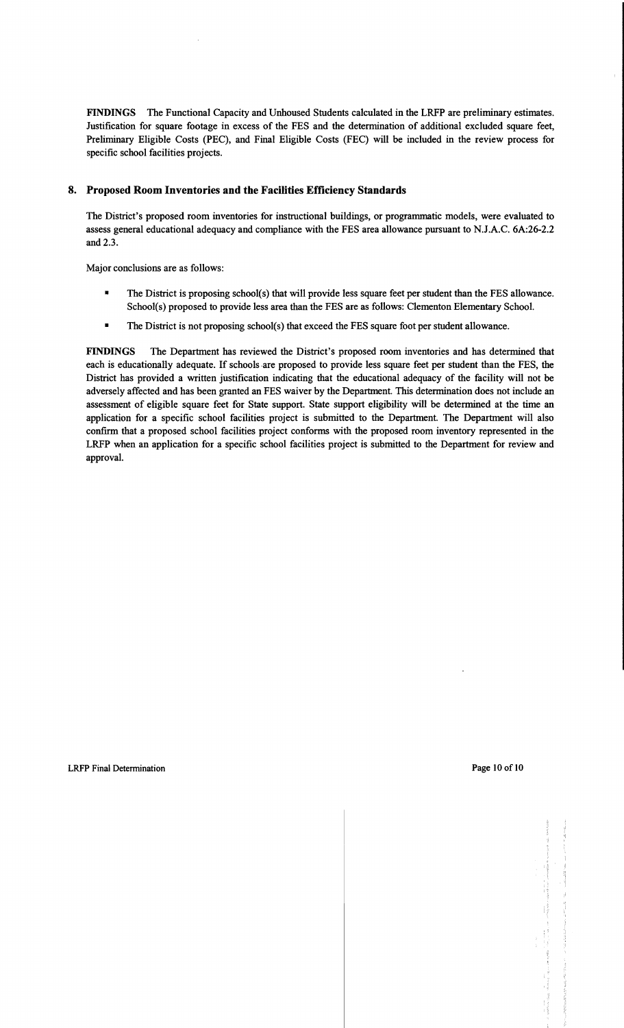**FINDINGS** The Functional Capacity and Unhoused Students calculated in the LRFP are preliminary estimates. Justification for square footage in excess of the FES and the determination of additional excluded square feet, Preliminary Eligible Costs (PEC), and Final Eligible Costs (FEC) will be included in the review process for specific school facilities projects.

## 8. Proposed Room Inventories and the Facilities Efficiency Standards

The District's proposed room inventories for instructional buildings, or programmatic models, were evaluated to assess general educational adequacy and compliance with the FES area allowance pursuant to N.J.A.C. 6A:26-2.2 and 2.3.

Major conclusions are as follows:

- The District is proposing school(s) that will provide less square feet per student than the FES allowance. School(s) proposed to provide less area than the FES are as follows: Clementon Elementary School.
- The District is not proposing school(s) that exceed the FES square foot per student allowance.

**FINDINGS** The Department has reviewed the District's proposed room inventories and has determined that each is educationally adequate. If schools are proposed to provide less square feet per student than the FES, the District has provided a written justification indicating that the educational adequacy of the facility will not be adversely affected and has been granted an FES waiver by the Department. This determination does not include an assessment of eligible square feet for State support. State support eligibility will be determined at the time an application for a specific school facilities project is submitted to the Department. The Department will also confirm that a proposed school facilities project conforms with the proposed room inventory represented in the LRFP when an application for a specific school facilities project is submitted to the Department for review and approval.